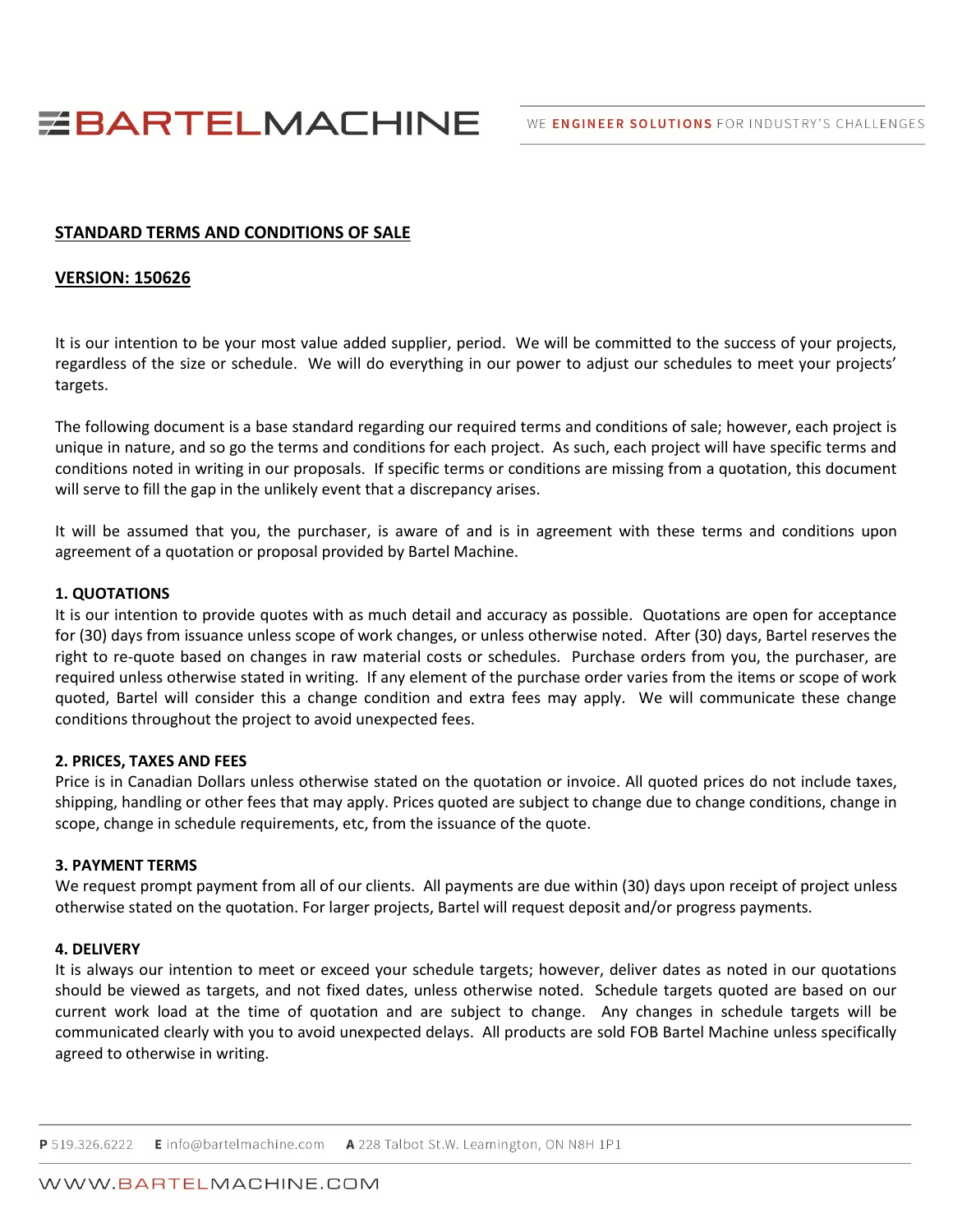**STANDARD TERMS AND CONDITIONS OF SALE**

**VERSION: 150626**

It is our intention to be your most value added supplier, period. We will be committed to the success of your projects, regardless of the size or schedule. We will do everything in our power to adjust our schedules to meet your projects' targets.

The following document is a base standard regarding our required terms and conditions of sale; however, each project is unique in nature, and so go the terms and conditions for each project. As such, each project will have specific terms and conditions noted in writing in our proposals. If specific terms or conditions are missing from a quotation, this document will serve to fill the gap in the unlikely event that a discrepancy arises.

It will be assumed that you, the purchaser, is aware of and is in agreement with these terms and conditions upon agreement of a quotation or proposal provided by Bartel Machine.

**1. QUOTATIONS**

It is our intention to provide quotes with as much detail and accuracy as possible. Quotations are open for acceptance for (30) days from issuance unless scope of work changes, or unless otherwise noted. After (30) days, Bartel reserves the right to re-quote based on changes in raw material costs or schedules. Purchase orders from you, the purchaser, are required unless otherwise stated in writing. If any element of the purchase order varies from the items or scope of work quoted, Bartel will consider this a change condition and extra fees may apply. We will communicate these change conditions throughout the project to avoid unexpected fees.

**2. PRICES, TAXES AND FEES**

Price is in Canadian Dollars unless otherwise stated on the quotation or invoice. All quoted prices do not include taxes, shipping, handling or other fees that may apply. Prices quoted are subject to change due to change conditions, change in scope, change in schedule requirements, etc, from the issuance of the quote.

**3. PAYMENT TERMS**

We request prompt payment from all of our clients. All payments are due within (30) days upon receipt of project unless otherwise stated on the quotation. For larger projects, Bartel will request deposit and/or progress payments.

**4. DELIVERY**

It is always our intention to meet or exceed your schedule targets; however, deliver dates as noted in our quotations should be viewed as targets, and not fixed dates, unless otherwise noted. Schedule targets quoted are based on our current work load at the time of quotation and are subject to change. Any changes in schedule targets will be communicated clearly with you to avoid unexpected delays. All products are sold FOB Bartel Machine unless specifically agreed to otherwise in writing.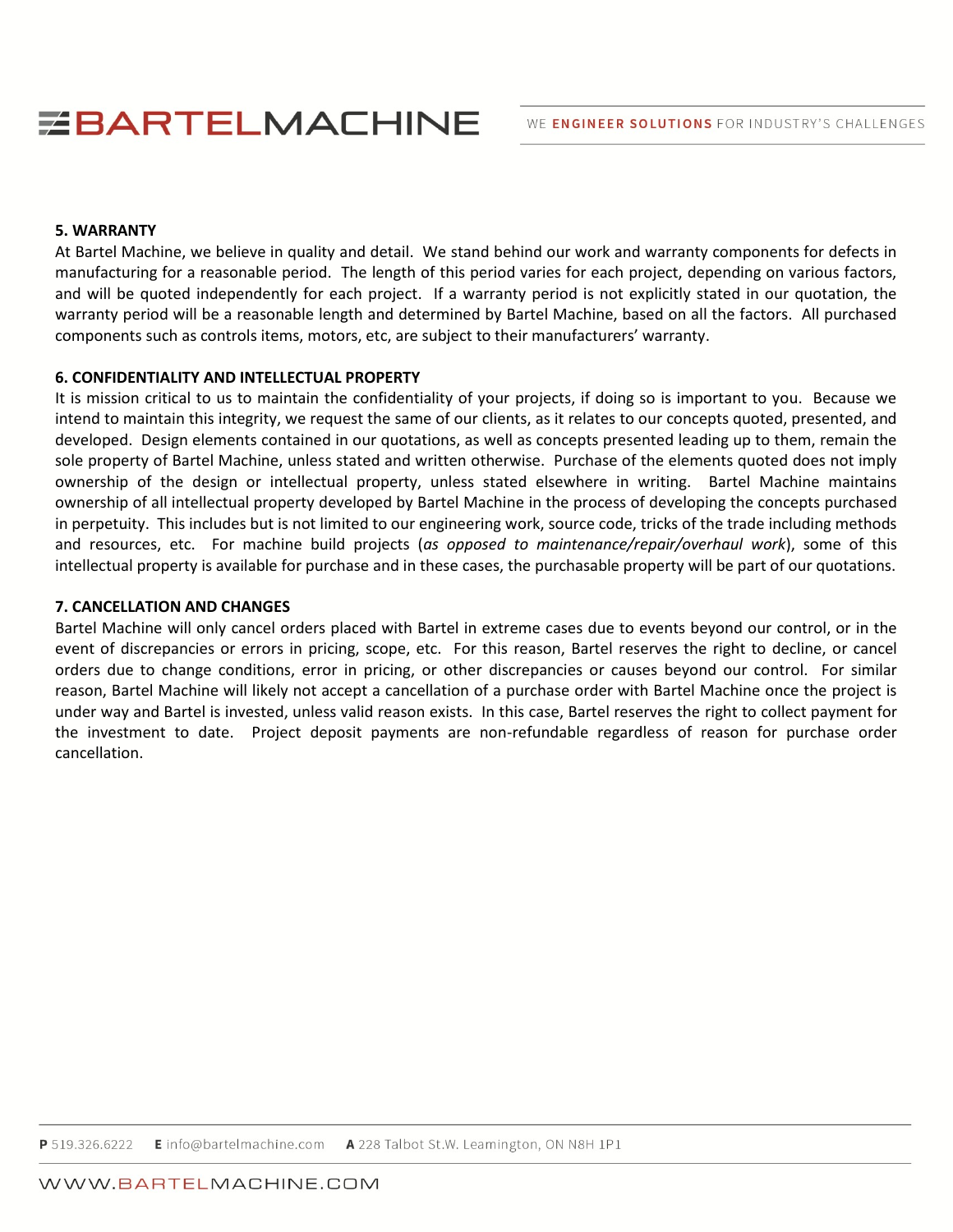**5. WARRANTY**

At Bartel Machine, we believe in quality and detail. We stand behind our work and warranty components for defects in manufacturing for a reasonable period. The length of this period varies for each project, depending on various factors, and will be quoted independently for each project. If a warranty period is not explicitly stated in our quotation, the warranty period will be a reasonable length and determined by Bartel Machine, based on all the factors. All purchased components such as controls items, motors, etc, are subject to their manufacturers' warranty.

**6. CONFIDENTIALITY AND INTELLECTUAL PROPERTY**

It is mission critical to us to maintain the confidentiality of your projects, if doing so is important to you. Because we intend to maintain this integrity, we request the same of our clients, as it relates to our concepts quoted, presented, and developed. Design elements contained in our quotations, as well as concepts presented leading up to them, remain the sole property of Bartel Machine, unless stated and written otherwise. Purchase of the elements quoted does not imply ownership of the design or intellectual property, unless stated elsewhere in writing. Bartel Machine maintains ownership of all intellectual property developed by Bartel Machine in the process of developing the concepts purchased in perpetuity. This includes but is not limited to our engineering work, source code, tricks of the trade including methods and resources, etc. For machine build projects (*as opposed to maintenance/repair/overhaul work*), some of this intellectual property is available for purchase and in these cases, the purchasable property will be part of our quotations.

**7. CANCELLATION AND CHANGES**

Bartel Machine will only cancel orders placed with Bartel in extreme cases due to events beyond our control, or in the event of discrepancies or errors in pricing, scope, etc. For this reason, Bartel reserves the right to decline, or cancel orders due to change conditions, error in pricing, or other discrepancies or causes beyond our control. For similar reason, Bartel Machine will likely not accept a cancellation of a purchase order with Bartel Machine once the project is under way and Bartel is invested, unless valid reason exists. In this case, Bartel reserves the right to collect payment for the investment to date. Project deposit payments are non-refundable regardless of reason for purchase order cancellation.